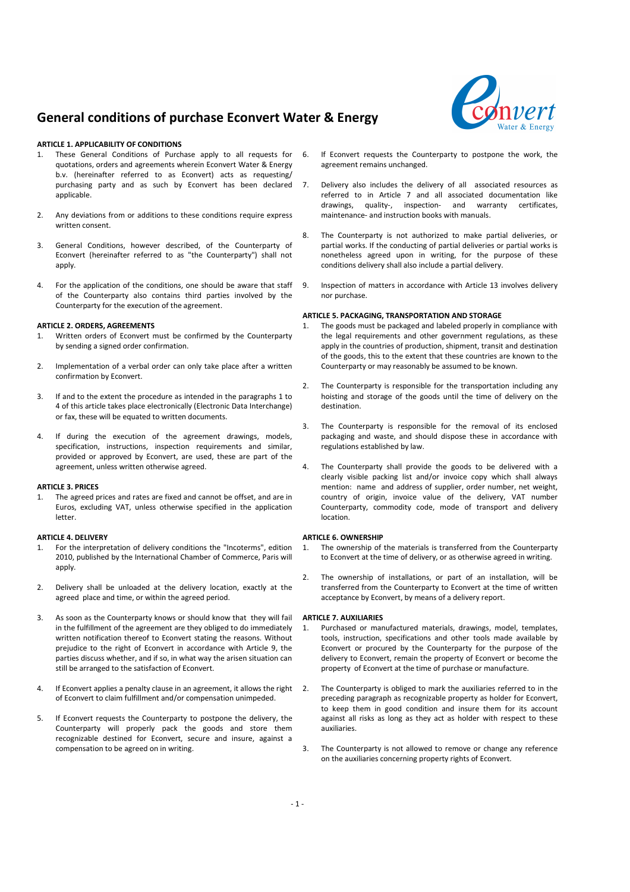# General conditions of purchase Econvert Water & Energy

**ARTICLE 1. APPLICABILITY OF CONDITIONS**

1. These General Conditions of Purchase apply to all requests for quotations, orders and agreements wherein Econvert Water & Energy b.v. (hereinafter referred to as Econvert) acts as requesting/ purchasing party and as such by Econvert has been declared applicable.
2. Any deviations from or additions to these conditions require express written consent.
3. General Conditions, however described, of the Counterparty of Econvert (hereinafter referred to as "the Counterparty") shall not apply.
4. For the application of the conditions, one should be aware that staff of the Counterparty also contains third parties involved by the Counterparty for the execution of the agreement.

**ARTICLE 2. ORDERS, AGREEMENTS**

1. Written orders of Econvert must be confirmed by the Counterparty by sending a signed order confirmation.
2. Implementation of a verbal order can only take place after a written confirmation by Econvert.
3. If and to the extent the procedure as intended in the paragraphs 1 to 4 of this article takes place electronically (Electronic Data Interchange) or fax, these will be equated to written documents.
4. If during the execution of the agreement drawings, models, specification, instructions, inspection requirements and similar, provided or approved by Econvert, are used, these are part of the agreement, unless written otherwise agreed.

**ARTICLE 3. PRICES**

1. The agreed prices and rates are fixed and cannot be offset, and are in Euros, excluding VAT, unless otherwise specified in the application letter.

**ARTICLE 4. DELIVERY**

1. For the interpretation of delivery conditions the "Incoterms", edition 2010, published by the International Chamber of Commerce, Paris will apply.
2. Delivery shall be unloaded at the delivery location, exactly at the agreed place and time, or within the agreed period.
3. As soon as the Counterparty knows or should know that they will fail in the fulfillment of the agreement are they obliged to do immediately written notification thereof to Econvert stating the reasons. Without prejudice to the right of Econvert in accordance with Article 9, the parties discuss whether, and if so, in what way the arisen situation can still be arranged to the satisfaction of Econvert.
4. If Econvert applies a penalty clause in an agreement, it allows the right of Econvert to claim fulfillment and/or compensation unimpeded.
5. If Econvert requests the Counterparty to postpone the delivery, the Counterparty will properly pack the goods and store them recognizable destined for Econvert, secure and insure, against a compensation to be agreed on in writing.
6. If Econvert requests the Counterparty to postpone the work, the agreement remains unchanged.
7. Delivery also includes the delivery of all associated resources as referred to in Article 7 and all associated documentation like drawings, quality-, inspection- and warranty certificates, maintenance- and instruction books with manuals.
8. The Counterparty is not authorized to make partial deliveries, or partial works. If the conducting of partial deliveries or partial works is nonetheless agreed upon in writing, for the purpose of these conditions delivery shall also include a partial delivery.
9. Inspection of matters in accordance with Article 13 involves delivery nor purchase.

**ARTICLE 5. PACKAGING, TRANSPORTATION AND STORAGE**

1. The goods must be packaged and labeled properly in compliance with the legal requirements and other government regulations, as these apply in the countries of production, shipment, transit and destination of the goods, this to the extent that these countries are known to the Counterparty or may reasonably be assumed to be known.
2. The Counterparty is responsible for the transportation including any hoisting and storage of the goods until the time of delivery on the destination.
3. The Counterparty is responsible for the removal of its enclosed packaging and waste, and should dispose these in accordance with regulations established by law.
4. The Counterparty shall provide the goods to be delivered with a clearly visible packing list and/or invoice copy which shall always mention: name and address of supplier, order number, net weight, country of origin, invoice value of the delivery, VAT number Counterparty, commodity code, mode of transport and delivery location.

**ARTICLE 6. OWNERSHIP**

1. The ownership of the materials is transferred from the Counterparty to Econvert at the time of delivery, or as otherwise agreed in writing.
2. The ownership of installations, or part of an installation, will be transferred from the Counterparty to Econvert at the time of written acceptance by Econvert, by means of a delivery report.

**ARTICLE 7. AUXILIARIES**

1. Purchased or manufactured materials, drawings, model, templates, tools, instruction, specifications and other tools made available by Econvert or procured by the Counterparty for the purpose of the delivery to Econvert, remain the property of Econvert or become the property of Econvert at the time of purchase or manufacture.
2. The Counterparty is obliged to mark the auxiliaries referred to in the preceding paragraph as recognizable property as holder for Econvert, to keep them in good condition and insure them for its account against all risks as long as they act as holder with respect to these auxiliaries.
3. The Counterparty is not allowed to remove or change any reference on the auxiliaries concerning property rights of Econvert.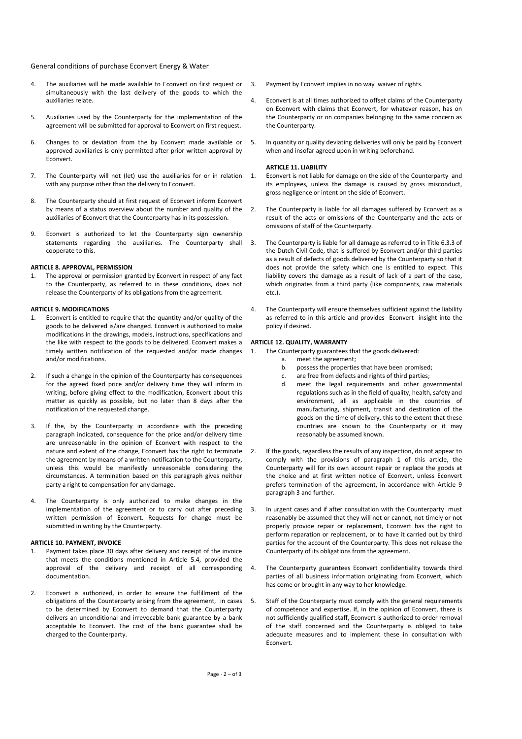4. The auxiliaries will be made available to Econvert on first request or simultaneously with the last delivery of the goods to which the auxiliaries relate.

5. Auxiliaries used by the Counterparty for the implementation of the agreement will be submitted for approval to Econvert on first request.

6. Changes to or deviation from the by Econvert made available or approved auxiliaries is only permitted after prior written approval by Econvert.

7. The Counterparty will not (let) use the auxiliaries for or in relation with any purpose other than the delivery to Econvert.

8. The Counterparty should at first request of Econvert inform Econvert by means of a status overview about the number and quality of the auxiliaries of Econvert that the Counterparty has in its possession.

9. Econvert is authorized to let the Counterparty sign ownership statements regarding the auxiliaries. The Counterparty shall cooperate to this.

**ARTICLE 8. APPROVAL, PERMISSION**

1. The approval or permission granted by Econvert in respect of any fact to the Counterparty, as referred to in these conditions, does not release the Counterparty of its obligations from the agreement.

**ARTICLE 9. MODIFICATIONS**

1. Econvert is entitled to require that the quantity and/or quality of the goods to be delivered is/are changed. Econvert is authorized to make modifications in the drawings, models, instructions, specifications and the like with respect to the goods to be delivered. Econvert makes a timely written notification of the requested and/or made changes and/or modifications.

2. If such a change in the opinion of the Counterparty has consequences for the agreed fixed price and/or delivery time they will inform in writing, before giving effect to the modification, Econvert about this matter as quickly as possible, but no later than 8 days after the notification of the requested change.

3. If the, by the Counterparty in accordance with the preceding paragraph indicated, consequence for the price and/or delivery time are unreasonable in the opinion of Econvert with respect to the nature and extent of the change, Econvert has the right to terminate the agreement by means of a written notification to the Counterparty, unless this would be manifestly unreasonable considering the circumstances. A termination based on this paragraph gives neither party a right to compensation for any damage.

4. The Counterparty is only authorized to make changes in the implementation of the agreement or to carry out after preceding written permission of Econvert. Requests for change must be submitted in writing by the Counterparty.

**ARTICLE 10. PAYMENT, INVOICE**

1. Payment takes place 30 days after delivery and receipt of the invoice that meets the conditions mentioned in Article 5.4, provided the approval of the delivery and receipt of all corresponding documentation.

2. Econvert is authorized, in order to ensure the fulfillment of the obligations of the Counterparty arising from the agreement, in cases to be determined by Econvert to demand that the Counterparty delivers an unconditional and irrevocable bank guarantee by a bank acceptable to Econvert. The cost of the bank guarantee shall be charged to the Counterparty.

3. Payment by Econvert implies in no way waiver of rights.

4. Econvert is at all times authorized to offset claims of the Counterparty on Econvert with claims that Econvert, for whatever reason, has on the Counterparty or on companies belonging to the same concern as the Counterparty.

5. In quantity or quality deviating deliveries will only be paid by Econvert when and insofar agreed upon in writing beforehand.

**ARTICLE 11. LIABILITY**

1. Econvert is not liable for damage on the side of the Counterparty and its employees, unless the damage is caused by gross misconduct, gross negligence or intent on the side of Econvert.

2. The Counterparty is liable for all damages suffered by Econvert as a result of the acts or omissions of the Counterparty and the acts or omissions of staff of the Counterparty.

3. The Counterparty is liable for all damage as referred to in Title 6.3.3 of the Dutch Civil Code, that is suffered by Econvert and/or third parties as a result of defects of goods delivered by the Counterparty so that it does not provide the safety which one is entitled to expect. This liability covers the damage as a result of lack of a part of the case, which originates from a third party (like components, raw materials etc.).

4. The Counterparty will ensure themselves sufficient against the liability as referred to in this article and provides Econvert insight into the policy if desired.

**ARTICLE 12. QUALITY, WARRANTY**

1. The Counterparty guarantees that the goods delivered:
   a. meet the agreement;
   b. possess the properties that have been promised;
   c. are free from defects and rights of third parties;
   d. meet the legal requirements and other governmental regulations such as in the field of quality, health, safety and environment, all as applicable in the countries of manufacturing, shipment, transit and destination of the goods on the time of delivery, this to the extent that these countries are known to the Counterparty or it may reasonably be assumed known.

2. If the goods, regardless the results of any inspection, do not appear to comply with the provisions of paragraph 1 of this article, the Counterparty will for its own account repair or replace the goods at the choice and at first written notice of Econvert, unless Econvert prefers termination of the agreement, in accordance with Article 9 paragraph 3 and further.

3. In urgent cases and if after consultation with the Counterparty must reasonably be assumed that they will not or cannot, not timely or not properly provide repair or replacement, Econvert has the right to perform reparation or replacement, or to have it carried out by third parties for the account of the Counterparty. This does not release the Counterparty of its obligations from the agreement.

4. The Counterparty guarantees Econvert confidentiality towards third parties of all business information originating from Econvert, which has come or brought in any way to her knowledge.

5. Staff of the Counterparty must comply with the general requirements of competence and expertise. If, in the opinion of Econvert, there is not sufficiently qualified staff, Econvert is authorized to order removal of the staff concerned and the Counterparty is obliged to take adequate measures and to implement these in consultation with Econvert.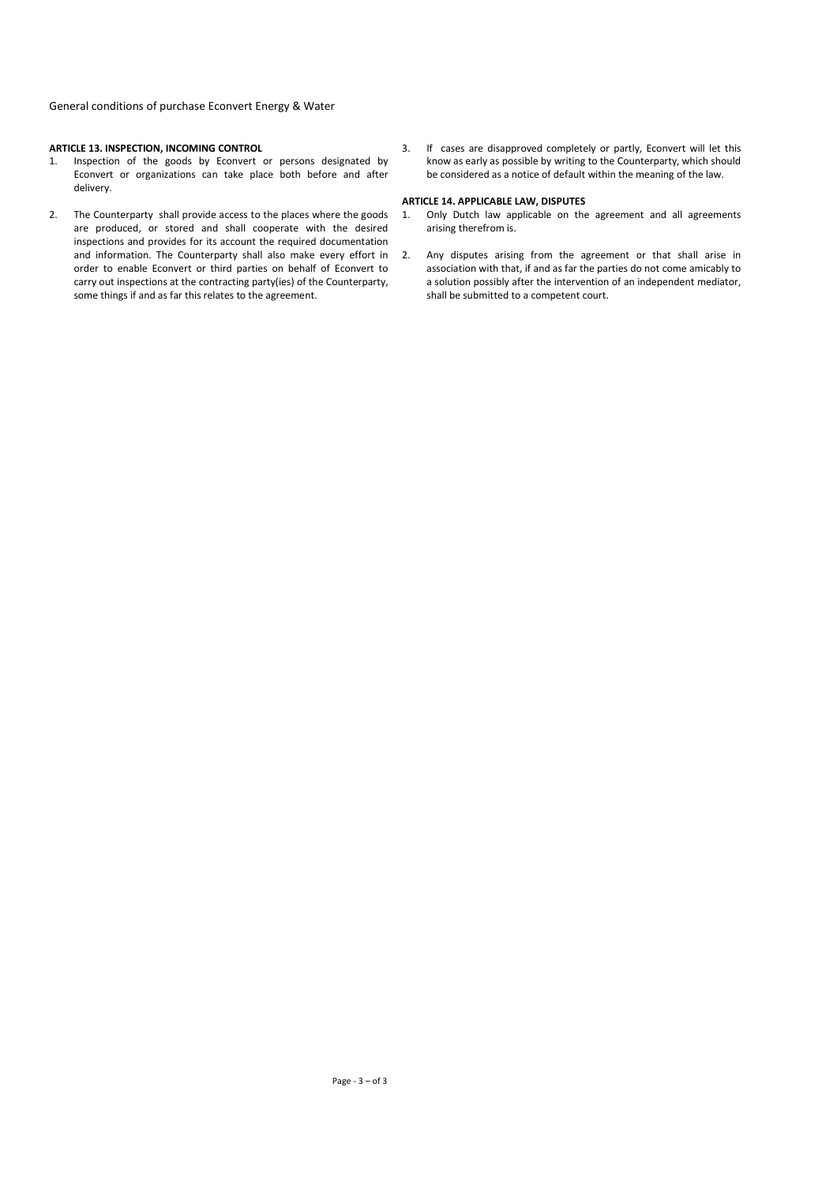## ARTICLE 13. INSPECTION, INCOMING CONTROL

1. Inspection of the goods by Econvert or persons designated by Econvert or organizations can take place both before and after delivery.

2. The Counterparty shall provide access to the places where the goods are produced, or stored and shall cooperate with the desired inspections and provides for its account the required documentation and information. The Counterparty shall also make every effort in order to enable Econvert or third parties on behalf of Econvert to carry out inspections at the contracting party(ies) of the Counterparty, some things if and as far this relates to the agreement.

3. If cases are disapproved completely or partly, Econvert will let this know as early as possible by writing to the Counterparty, which should be considered as a notice of default within the meaning of the law.

## ARTICLE 14. APPLICABLE LAW, DISPUTES

1. Only Dutch law applicable on the agreement and all agreements arising therefrom is.

2. Any disputes arising from the agreement or that shall arise in association with that, if and as far the parties do not come amicably to a solution possibly after the intervention of an independent mediator, shall be submitted to a competent court.